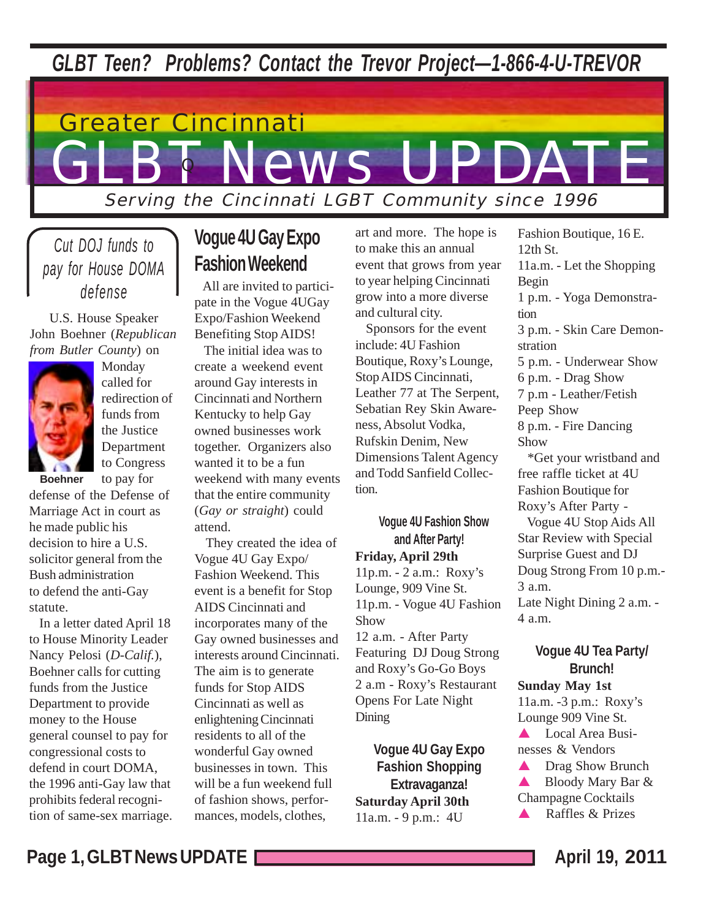**GLBT Teen? Problems? Contact the Trevor Project—1-866-4-U-TREVOR**

# Greater Cincinnati GLBT News UPDATE

*Serving the Cincinnati LGBT Community since 1996*

## Cut DOJ funds to pay for House DOMA defense

U.S. House Speaker John Boehner (*Republican from Butler County*) on Monday called for redirection of funds from the Justice Department to Congress to pay for defense of the Defense of Marriage Act in court as he made public his decision to hire a U.S. solicitor general from the Bush administration to defend the anti-Gay statute.

Boehner

In a letter dated April 18 to House Minority Leader Nancy Pelosi (*D-Calif.*), Boehner calls for cutting funds from the Justice Department to provide money to the House general counsel to pay for congressional costs to defend in court DOMA, the 1996 anti-Gay law that prohibits federal recognition of same-sex marriage.

## Vogue 4U Gay Expo Fashion Weekend

All are invited to participate in the Vogue 4UGay Expo/Fashion Weekend Benefiting Stop AIDS!

The initial idea was to create a weekend event around Gay interests in Cincinnati and Northern Kentucky to help Gay owned businesses work together. Organizers also wanted it to be a fun weekend with many events that the entire community (*Gay or straight*) could attend.

They created the idea of Vogue 4U Gay Expo/ Fashion Weekend. This event is a benefit for Stop AIDS Cincinnati and incorporates many of the Gay owned businesses and interests around Cincinnati. The aim is to generate funds for Stop AIDS Cincinnati as well as enlightening Cincinnati residents to all of the wonderful Gay owned businesses in town. This will be a fun weekend full of fashion shows, performances, models, clothes, art and more. The hope is to make this an annual event that grows from year to year helping Cincinnati grow into a more diverse and cultural city.

Sponsors for the event include: 4U Fashion Boutique, Roxy's Lounge, Stop AIDS Cincinnati, Leather 77 at The Serpent, Sebatian Rey Skin Awareness, Absolut Vodka, Rufskin Denim, New Dimensions Talent Agency and Todd Sanfield Collection.

### Vogue 4U Fashion Show and After Party!

**Friday, April 29th**

11p.m. - 2 a.m.: Roxy's Lounge, 909 Vine St.

11p.m. - Vogue 4U Fashion Show

12 a.m. - After Party Featuring DJ Doug Strong and Roxy's Go-Go Boys

2 a.m - Roxy's Restaurant Opens For Late Night Dining

### Vogue 4U Gay Expo Fashion Shopping Extravaganza!

**Saturday April 30th**

11a.m. - 9 p.m.: 4U Fashion Boutique, 16 E. 12th St.

11a.m. - Let the Shopping Begin

1 p.m. - Yoga Demonstration

3 p.m. - Skin Care Demonstration

5 p.m. - Underwear Show

6 p.m. - Drag Show

7 p.m - Leather/Fetish Peep Show

8 p.m. - Fire Dancing Show

*Get your wristband and free raffle ticket at 4U Fashion Boutique for Roxy's After Party - Vogue 4U Stop Aids All Star Review with Special Surprise Guest and DJ Doug Strong From 10 p.m.- 3 a.m.

Late Night Dining 2 a.m. - 4 a.m.

### Vogue 4U Tea Party/ Brunch!

**Sunday May 1st**

11a.m. -3 p.m.: Roxy's Lounge 909 Vine St.

- Local Area Businesses & Vendors
- Drag Show Brunch
- Bloody Mary Bar & Champagne Cocktails
- Raffles & Prizes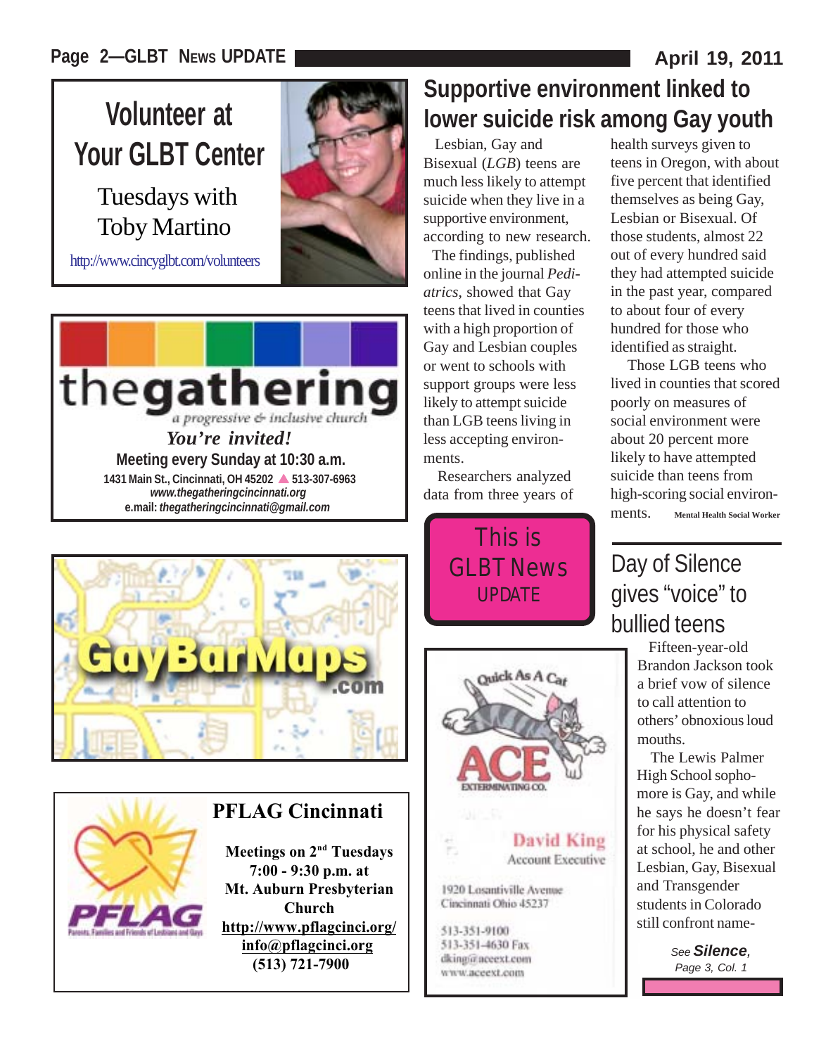## Volunteer at Your GLBT Center

Tuesdays with Toby Martino

http://www.cincyglbt.com/volunteers

---

**thegathering**

*a progressive & inclusive church*

*You're invited!*

**Meeting every Sunday at 10:30 a.m.**

**1431 Main St., Cincinnati, OH 45202 ▲ 513-307-6963**

***www.thegatheringcincinnati.org***

**e.mail: *thegatheringcincinnati@gmail.com***

---

**GayBarMaps.com**

---

**PFLAG Cincinnati**

PFLAG Parents, Families and Friends of Lesbians and Gays

**Meetings on 2nd Tuesdays**
**7:00 - 9:30 p.m. at**
**Mt. Auburn Presbyterian Church**
**http://www.pflagcinci.org/**
**info@pflagcinci.org**
**(513) 721-7900**

---

# Supportive environment linked to lower suicide risk among Gay youth

Lesbian, Gay and Bisexual (*LGB*) teens are much less likely to attempt suicide when they live in a supportive environment, according to new research.

The findings, published online in the journal *Pediatrics*, showed that Gay teens that lived in counties with a high proportion of Gay and Lesbian couples or went to schools with support groups were less likely to attempt suicide than LGB teens living in less accepting environments.

Researchers analyzed data from three years of health surveys given to teens in Oregon, with about five percent that identified themselves as being Gay, Lesbian or Bisexual. Of those students, almost 22 out of every hundred said they had attempted suicide in the past year, compared to about four of every hundred for those who identified as straight.

Those LGB teens who lived in counties that scored poorly on measures of social environment were about 20 percent more likely to have attempted suicide than teens from high-scoring social environments. **Mental Health Social Worker**

---

This is GLBT News UPDATE

---

Quick As A Cat

**ACE**
EXTERMINATING CO.

**David King**
Account Executive

1920 Losantiville Avenue
Cincinnati Ohio 45237

513-351-9100
513-351-4630 Fax
dking@aceext.com
www.aceext.com

---

## Day of Silence gives "voice" to bullied teens

Fifteen-year-old Brandon Jackson took a brief vow of silence to call attention to others' obnoxious loud mouths.

The Lewis Palmer High School sophomore is Gay, and while he says he doesn't fear for his physical safety at school, he and other Lesbian, Gay, Bisexual and Transgender students in Colorado still confront name-

*See* ***Silence****, Page 3, Col. 1*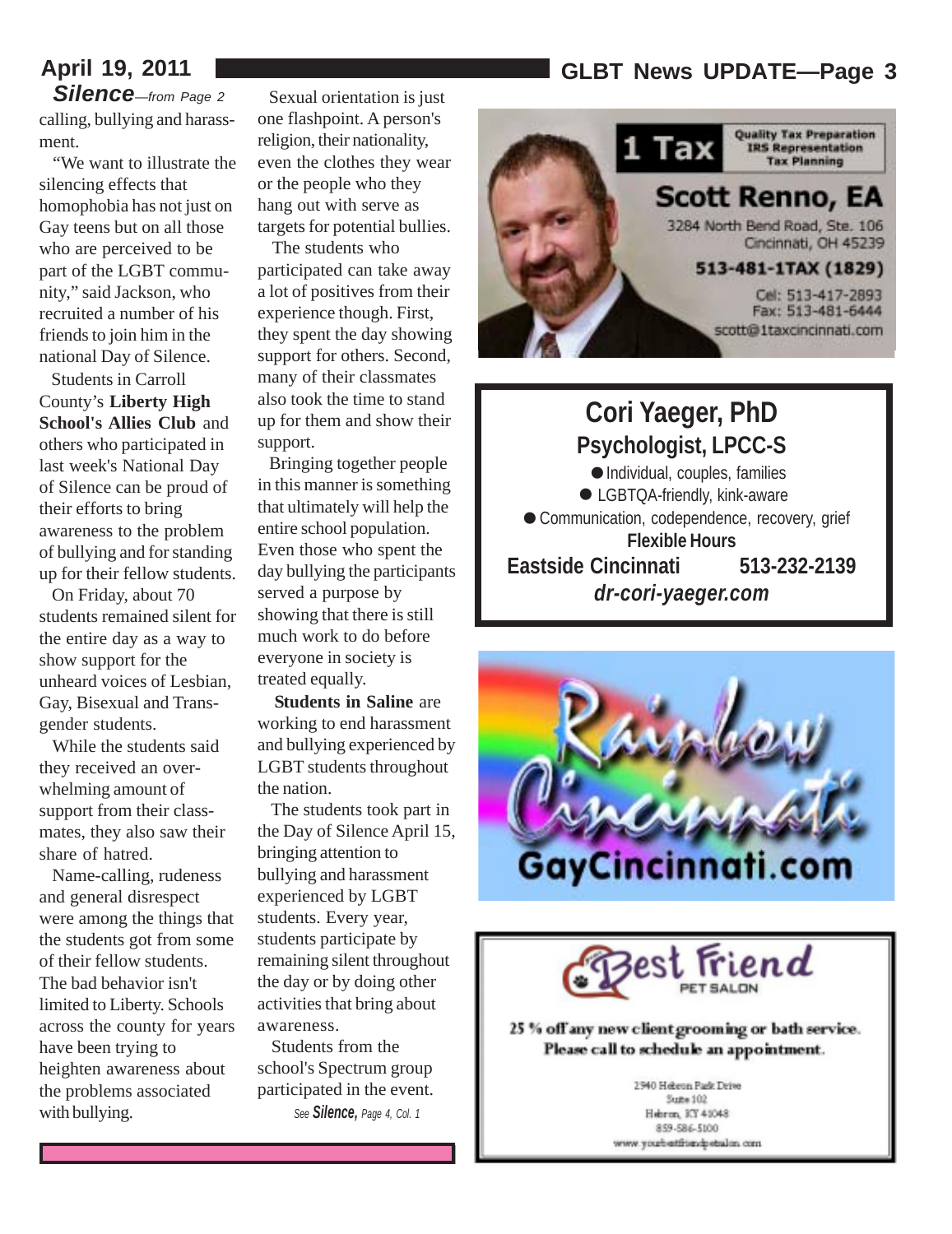## *Silence*—from Page 2

calling, bullying and harassment.

"We want to illustrate the silencing effects that homophobia has not just on Gay teens but on all those who are perceived to be part of the LGBT community," said Jackson, who recruited a number of his friends to join him in the national Day of Silence.

Students in Carroll County's **Liberty High School's Allies Club** and others who participated in last week's National Day of Silence can be proud of their efforts to bring awareness to the problem of bullying and for standing up for their fellow students.

On Friday, about 70 students remained silent for the entire day as a way to show support for the unheard voices of Lesbian, Gay, Bisexual and Transgender students.

While the students said they received an overwhelming amount of support from their classmates, they also saw their share of hatred.

Name-calling, rudeness and general disrespect were among the things that the students got from some of their fellow students. The bad behavior isn't limited to Liberty. Schools across the county for years have been trying to heighten awareness about the problems associated with bullying.

Sexual orientation is just one flashpoint. A person's religion, their nationality, even the clothes they wear or the people who they hang out with serve as targets for potential bullies.

The students who participated can take away a lot of positives from their experience though. First, they spent the day showing support for others. Second, many of their classmates also took the time to stand up for them and show their support.

Bringing together people in this manner is something that ultimately will help the entire school population. Even those who spent the day bullying the participants served a purpose by showing that there is still much work to do before everyone in society is treated equally.

**Students in Saline** are working to end harassment and bullying experienced by LGBT students throughout the nation.

The students took part in the Day of Silence April 15, bringing attention to bullying and harassment experienced by LGBT students. Every year, students participate by remaining silent throughout the day or by doing other activities that bring about awareness.

Students from the school's Spectrum group participated in the event.

*See **Silence**, Page 4, Col. 1*

---

**1 Tax**
Quality Tax Preparation
IRS Representation
Tax Planning

**Scott Renno, EA**
3284 North Bend Road, Ste. 106
Cincinnati, OH 45239
**513-481-1TAX (1829)**
Cell: 513-417-2893
Fax: 513-481-6444
scott@1taxcincinnati.com

---

**Cori Yaeger, PhD**
**Psychologist, LPCC-S**

- Individual, couples, families
- LGBTQA-friendly, kink-aware
- Communication, codependence, recovery, grief

**Flexible Hours**
**Eastside Cincinnati 513-232-2139**
***dr-cori-yaeger.com***

---

**Rainbow Cincinnati**
**GayCincinnati.com**

---

**Best Friend** PET SALON

**25 % off any new client grooming or bath service. Please call to schedule an appointment.**

2940 Hebron Park Drive
Suite 102
Hebron, KY 41048
859-586-5100
www.yourbestfriendpetsalon.com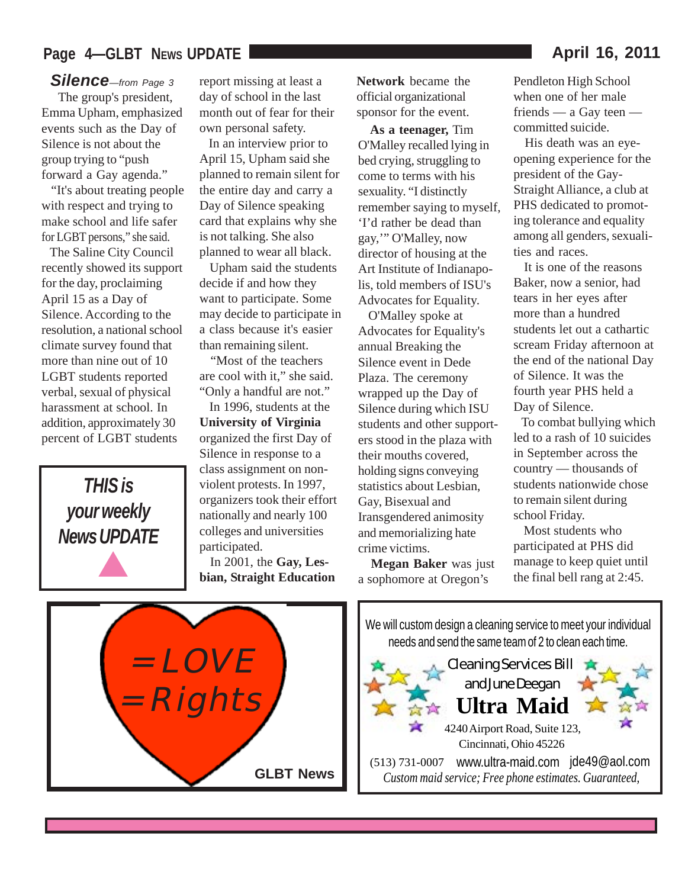## Silence—from Page 3

The group's president, Emma Upham, emphasized events such as the Day of Silence is not about the group trying to "push forward a Gay agenda."

"It's about treating people with respect and trying to make school and life safer for LGBT persons," she said.

The Saline City Council recently showed its support for the day, proclaiming April 15 as a Day of Silence. According to the resolution, a national school climate survey found that more than nine out of 10 LGBT students reported verbal, sexual of physical harassment at school. In addition, approximately 30 percent of LGBT students report missing at least a day of school in the last month out of fear for their own personal safety.

In an interview prior to April 15, Upham said she planned to remain silent for the entire day and carry a Day of Silence speaking card that explains why she is not talking. She also planned to wear all black.

Upham said the students decide if and how they want to participate. Some may decide to participate in a class because it's easier than remaining silent.

"Most of the teachers are cool with it," she said. "Only a handful are not."

In 1996, students at the **University of Virginia** organized the first Day of Silence in response to a class assignment on non-violent protests. In 1997, organizers took their effort nationally and nearly 100 colleges and universities participated.

In 2001, the **Gay, Lesbian, Straight Education Network** became the official organizational sponsor for the event.

**As a teenager,** Tim O'Malley recalled lying in bed crying, struggling to come to terms with his sexuality. "I distinctly remember saying to myself, 'I'd rather be dead than gay,'" O'Malley, now director of housing at the Art Institute of Indianapolis, told members of ISU's Advocates for Equality.

O'Malley spoke at Advocates for Equality's annual Breaking the Silence event in Dede Plaza. The ceremony wrapped up the Day of Silence during which ISU students and other supporters stood in the plaza with their mouths covered, holding signs conveying statistics about Lesbian, Gay, Bisexual and Iransgendered animosity and memorializing hate crime victims.

**Megan Baker** was just a sophomore at Oregon's Pendleton High School when one of her male friends — a Gay teen — committed suicide.

His death was an eye-opening experience for the president of the Gay-Straight Alliance, a club at PHS dedicated to promoting tolerance and equality among all genders, sexualities and races.

It is one of the reasons Baker, now a senior, had tears in her eyes after more than a hundred students let out a cathartic scream Friday afternoon at the end of the national Day of Silence. It was the fourth year PHS held a Day of Silence.

To combat bullying which led to a rash of 10 suicides in September across the country — thousands of students nationwide chose to remain silent during school Friday.

Most students who participated at PHS did manage to keep quiet until the final bell rang at 2:45.

**THIS is your weekly News UPDATE**

=LOVE
=Rights

GLBT News

We will custom design a cleaning service to meet your individual needs and send the same team of 2 to clean each time.

Cleaning Services Bill and June Deegan

**Ultra Maid**

4240 Airport Road, Suite 123,
Cincinnati, Ohio 45226

(513) 731-0007 www.ultra-maid.com jde49@aol.com

*Custom maid service; Free phone estimates. Guaranteed,*